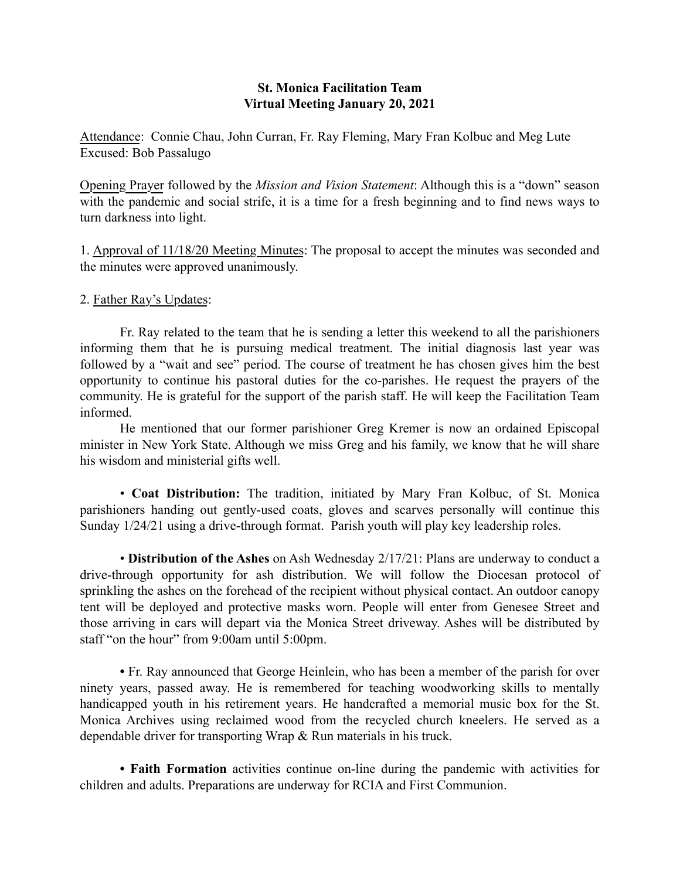**St. Monica Facilitation Team**
**Virtual Meeting January 20, 2021**

Attendance: Connie Chau, John Curran, Fr. Ray Fleming, Mary Fran Kolbuc and Meg Lute
Excused: Bob Passalugo

Opening Prayer followed by the *Mission and Vision Statement*: Although this is a "down" season with the pandemic and social strife, it is a time for a fresh beginning and to find news ways to turn darkness into light.

1. Approval of 11/18/20 Meeting Minutes: The proposal to accept the minutes was seconded and the minutes were approved unanimously.

2. Father Ray's Updates:

Fr. Ray related to the team that he is sending a letter this weekend to all the parishioners informing them that he is pursuing medical treatment. The initial diagnosis last year was followed by a "wait and see" period. The course of treatment he has chosen gives him the best opportunity to continue his pastoral duties for the co-parishes. He request the prayers of the community. He is grateful for the support of the parish staff. He will keep the Facilitation Team informed.

He mentioned that our former parishioner Greg Kremer is now an ordained Episcopal minister in New York State. Although we miss Greg and his family, we know that he will share his wisdom and ministerial gifts well.

- **Coat Distribution:** The tradition, initiated by Mary Fran Kolbuc, of St. Monica parishioners handing out gently-used coats, gloves and scarves personally will continue this Sunday 1/24/21 using a drive-through format. Parish youth will play key leadership roles.

- **Distribution of the Ashes** on Ash Wednesday 2/17/21: Plans are underway to conduct a drive-through opportunity for ash distribution. We will follow the Diocesan protocol of sprinkling the ashes on the forehead of the recipient without physical contact. An outdoor canopy tent will be deployed and protective masks worn. People will enter from Genesee Street and those arriving in cars will depart via the Monica Street driveway. Ashes will be distributed by staff "on the hour" from 9:00am until 5:00pm.

- Fr. Ray announced that George Heinlein, who has been a member of the parish for over ninety years, passed away. He is remembered for teaching woodworking skills to mentally handicapped youth in his retirement years. He handcrafted a memorial music box for the St. Monica Archives using reclaimed wood from the recycled church kneelers. He served as a dependable driver for transporting Wrap & Run materials in his truck.

- **Faith Formation** activities continue on-line during the pandemic with activities for children and adults. Preparations are underway for RCIA and First Communion.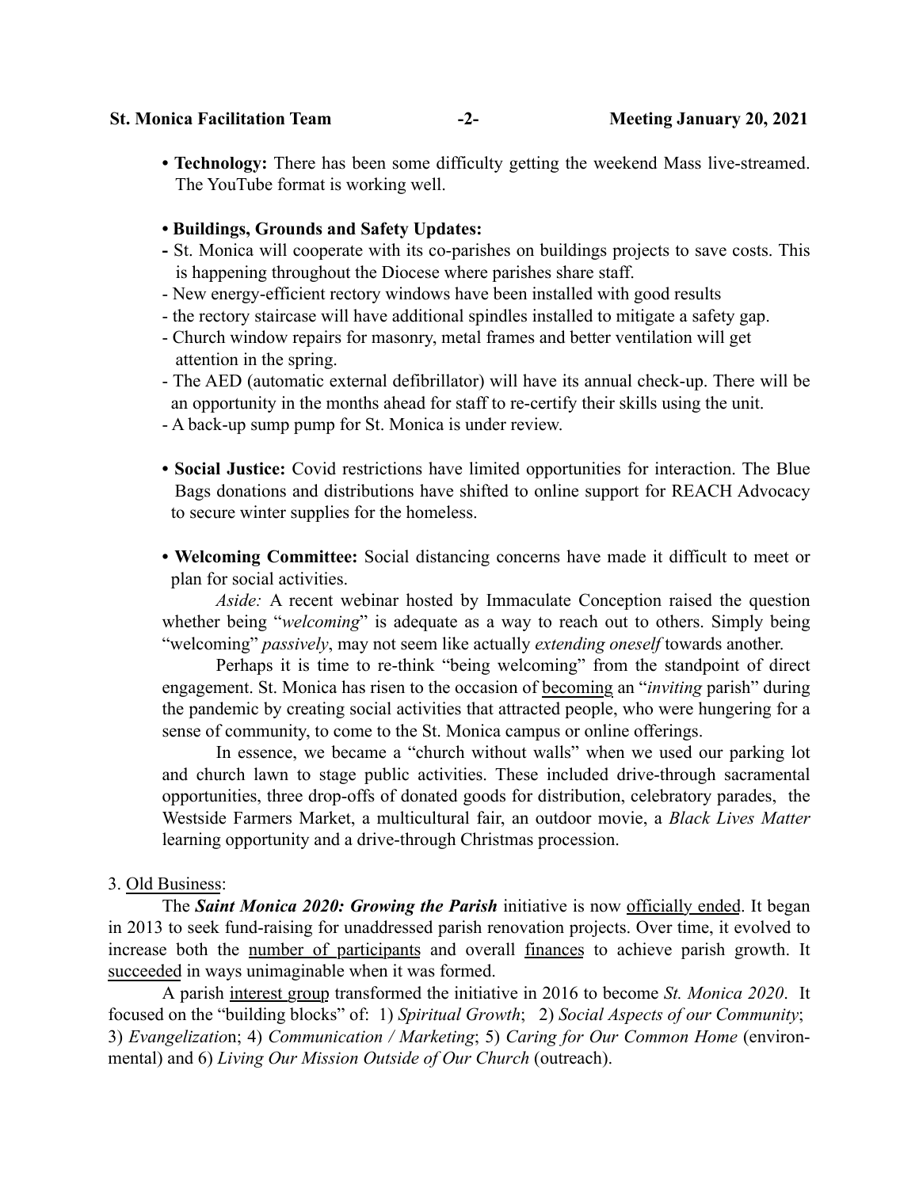- **Technology:** There has been some difficulty getting the weekend Mass live-streamed. The YouTube format is working well.

- **Buildings, Grounds and Safety Updates:**
  - St. Monica will cooperate with its co-parishes on buildings projects to save costs. This is happening throughout the Diocese where parishes share staff.
  - New energy-efficient rectory windows have been installed with good results
  - the rectory staircase will have additional spindles installed to mitigate a safety gap.
  - Church window repairs for masonry, metal frames and better ventilation will get attention in the spring.
  - The AED (automatic external defibrillator) will have its annual check-up. There will be an opportunity in the months ahead for staff to re-certify their skills using the unit.
  - A back-up sump pump for St. Monica is under review.

- **Social Justice:** Covid restrictions have limited opportunities for interaction. The Blue Bags donations and distributions have shifted to online support for REACH Advocacy to secure winter supplies for the homeless.

- **Welcoming Committee:** Social distancing concerns have made it difficult to meet or plan for social activities.

*Aside:* A recent webinar hosted by Immaculate Conception raised the question whether being "*welcoming*" is adequate as a way to reach out to others. Simply being "welcoming" *passively*, may not seem like actually *extending oneself* towards another.

Perhaps it is time to re-think "being welcoming" from the standpoint of direct engagement. St. Monica has risen to the occasion of becoming an "*inviting* parish" during the pandemic by creating social activities that attracted people, who were hungering for a sense of community, to come to the St. Monica campus or online offerings.

In essence, we became a "church without walls" when we used our parking lot and church lawn to stage public activities. These included drive-through sacramental opportunities, three drop-offs of donated goods for distribution, celebratory parades, the Westside Farmers Market, a multicultural fair, an outdoor movie, a *Black Lives Matter* learning opportunity and a drive-through Christmas procession.

3. Old Business:

The ***Saint Monica 2020: Growing the Parish*** initiative is now officially ended. It began in 2013 to seek fund-raising for unaddressed parish renovation projects. Over time, it evolved to increase both the number of participants and overall finances to achieve parish growth. It succeeded in ways unimaginable when it was formed.

A parish interest group transformed the initiative in 2016 to become *St. Monica 2020*. It focused on the "building blocks" of: 1) *Spiritual Growth*; 2) *Social Aspects of our Community*; 3) *Evangelization*; 4) *Communication / Marketing*; 5) *Caring for Our Common Home* (environmental) and 6) *Living Our Mission Outside of Our Church* (outreach).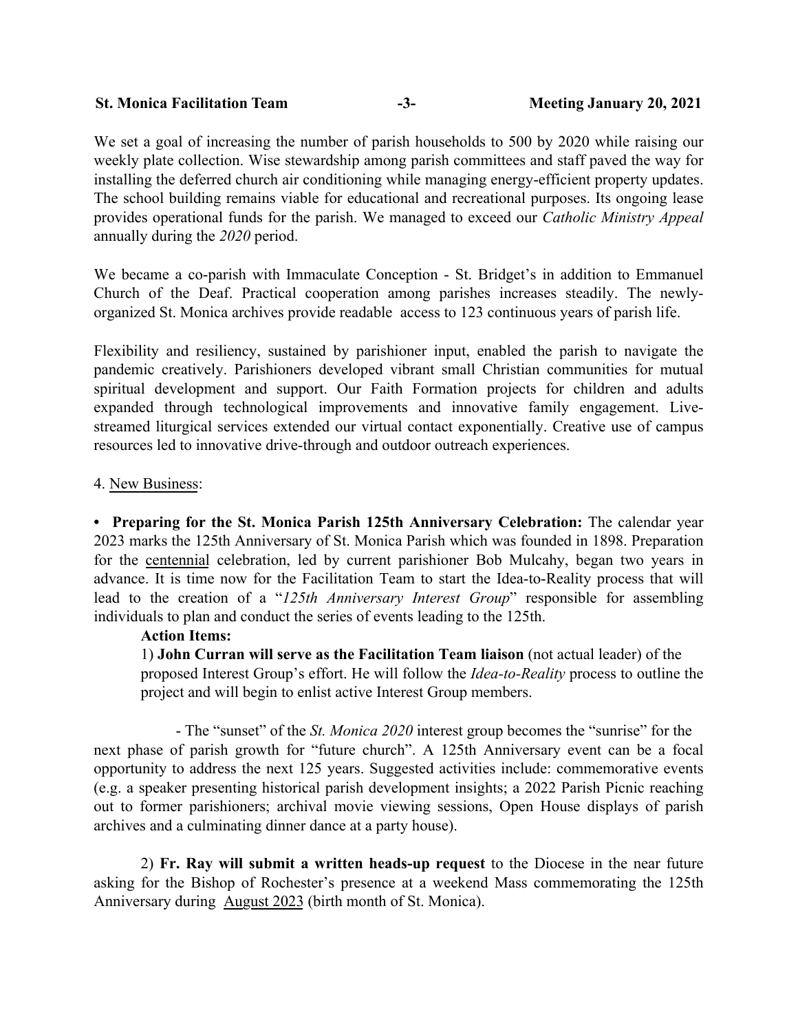We set a goal of increasing the number of parish households to 500 by 2020 while raising our weekly plate collection. Wise stewardship among parish committees and staff paved the way for installing the deferred church air conditioning while managing energy-efficient property updates. The school building remains viable for educational and recreational purposes. Its ongoing lease provides operational funds for the parish. We managed to exceed our *Catholic Ministry Appeal* annually during the *2020* period.

We became a co-parish with Immaculate Conception - St. Bridget's in addition to Emmanuel Church of the Deaf. Practical cooperation among parishes increases steadily. The newly-organized St. Monica archives provide readable access to 123 continuous years of parish life.

Flexibility and resiliency, sustained by parishioner input, enabled the parish to navigate the pandemic creatively. Parishioners developed vibrant small Christian communities for mutual spiritual development and support. Our Faith Formation projects for children and adults expanded through technological improvements and innovative family engagement. Live-streamed liturgical services extended our virtual contact exponentially. Creative use of campus resources led to innovative drive-through and outdoor outreach experiences.

4. <u>New Business</u>:

• **Preparing for the St. Monica Parish 125th Anniversary Celebration:** The calendar year 2023 marks the 125th Anniversary of St. Monica Parish which was founded in 1898. Preparation for the <u>centennial</u> celebration, led by current parishioner Bob Mulcahy, began two years in advance. It is time now for the Facilitation Team to start the Idea-to-Reality process that will lead to the creation of a "*125th Anniversary Interest Group*" responsible for assembling individuals to plan and conduct the series of events leading to the 125th.

**Action Items:**

1) **John Curran will serve as the Facilitation Team liaison** (not actual leader) of the proposed Interest Group's effort. He will follow the *Idea-to-Reality* process to outline the project and will begin to enlist active Interest Group members.

- The "sunset" of the *St. Monica 2020* interest group becomes the "sunrise" for the next phase of parish growth for "future church". A 125th Anniversary event can be a focal opportunity to address the next 125 years. Suggested activities include: commemorative events (e.g. a speaker presenting historical parish development insights; a 2022 Parish Picnic reaching out to former parishioners; archival movie viewing sessions, Open House displays of parish archives and a culminating dinner dance at a party house).

2) **Fr. Ray will submit a written heads-up request** to the Diocese in the near future asking for the Bishop of Rochester's presence at a weekend Mass commemorating the 125th Anniversary during <u>August 2023</u> (birth month of St. Monica).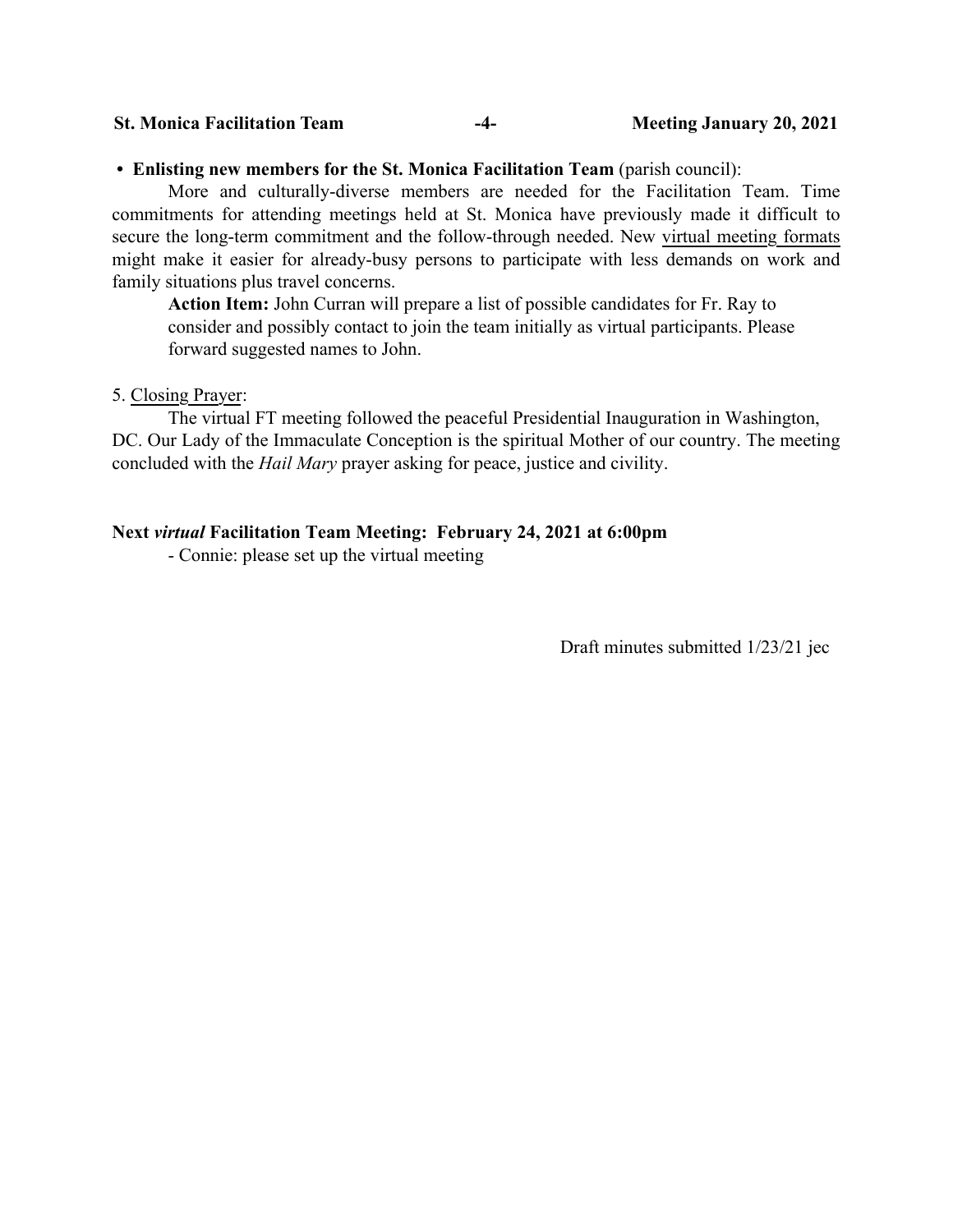- **Enlisting new members for the St. Monica Facilitation Team** (parish council):

  More and culturally-diverse members are needed for the Facilitation Team. Time commitments for attending meetings held at St. Monica have previously made it difficult to secure the long-term commitment and the follow-through needed. New <u>virtual meeting formats</u> might make it easier for already-busy persons to participate with less demands on work and family situations plus travel concerns.

  **Action Item:** John Curran will prepare a list of possible candidates for Fr. Ray to consider and possibly contact to join the team initially as virtual participants. Please forward suggested names to John.

5. <u>Closing Prayer</u>:

   The virtual FT meeting followed the peaceful Presidential Inauguration in Washington, DC. Our Lady of the Immaculate Conception is the spiritual Mother of our country. The meeting concluded with the *Hail Mary* prayer asking for peace, justice and civility.

**Next *virtual* Facilitation Team Meeting: February 24, 2021 at 6:00pm**

- Connie: please set up the virtual meeting

Draft minutes submitted 1/23/21 jec